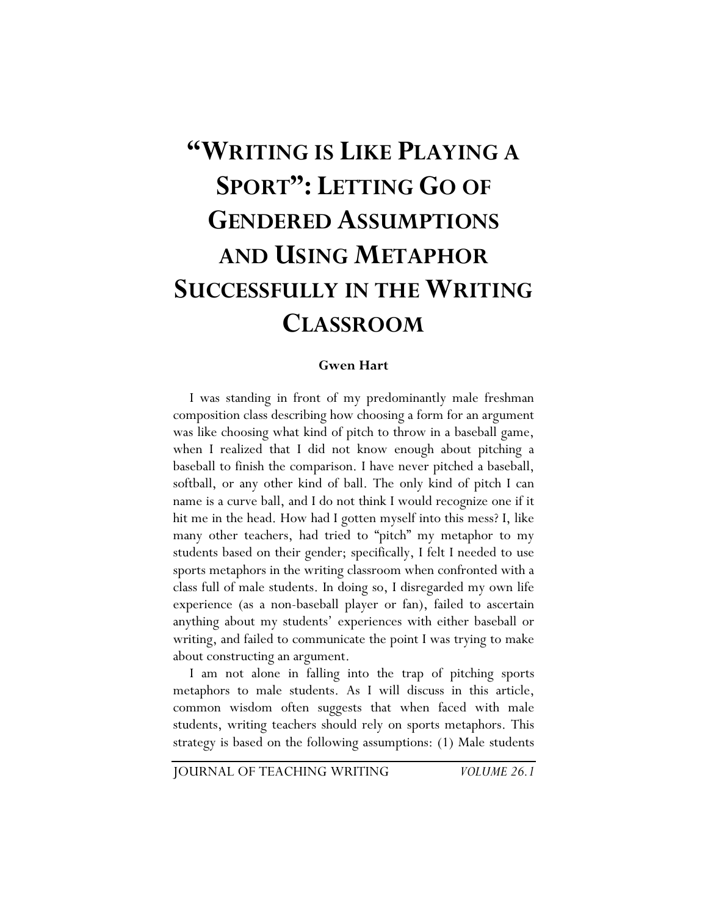# "Writing is Like Playing a Sport": Letting Go of Gendered Assumptions and Using Metaphor Successfully in the Writing Classroom

**Gwen Hart**

I was standing in front of my predominantly male freshman composition class describing how choosing a form for an argument was like choosing what kind of pitch to throw in a baseball game, when I realized that I did not know enough about pitching a baseball to finish the comparison. I have never pitched a baseball, softball, or any other kind of ball. The only kind of pitch I can name is a curve ball, and I do not think I would recognize one if it hit me in the head. How had I gotten myself into this mess? I, like many other teachers, had tried to "pitch" my metaphor to my students based on their gender; specifically, I felt I needed to use sports metaphors in the writing classroom when confronted with a class full of male students. In doing so, I disregarded my own life experience (as a non-baseball player or fan), failed to ascertain anything about my students' experiences with either baseball or writing, and failed to communicate the point I was trying to make about constructing an argument.

I am not alone in falling into the trap of pitching sports metaphors to male students. As I will discuss in this article, common wisdom often suggests that when faced with male students, writing teachers should rely on sports metaphors. This strategy is based on the following assumptions: (1) Male students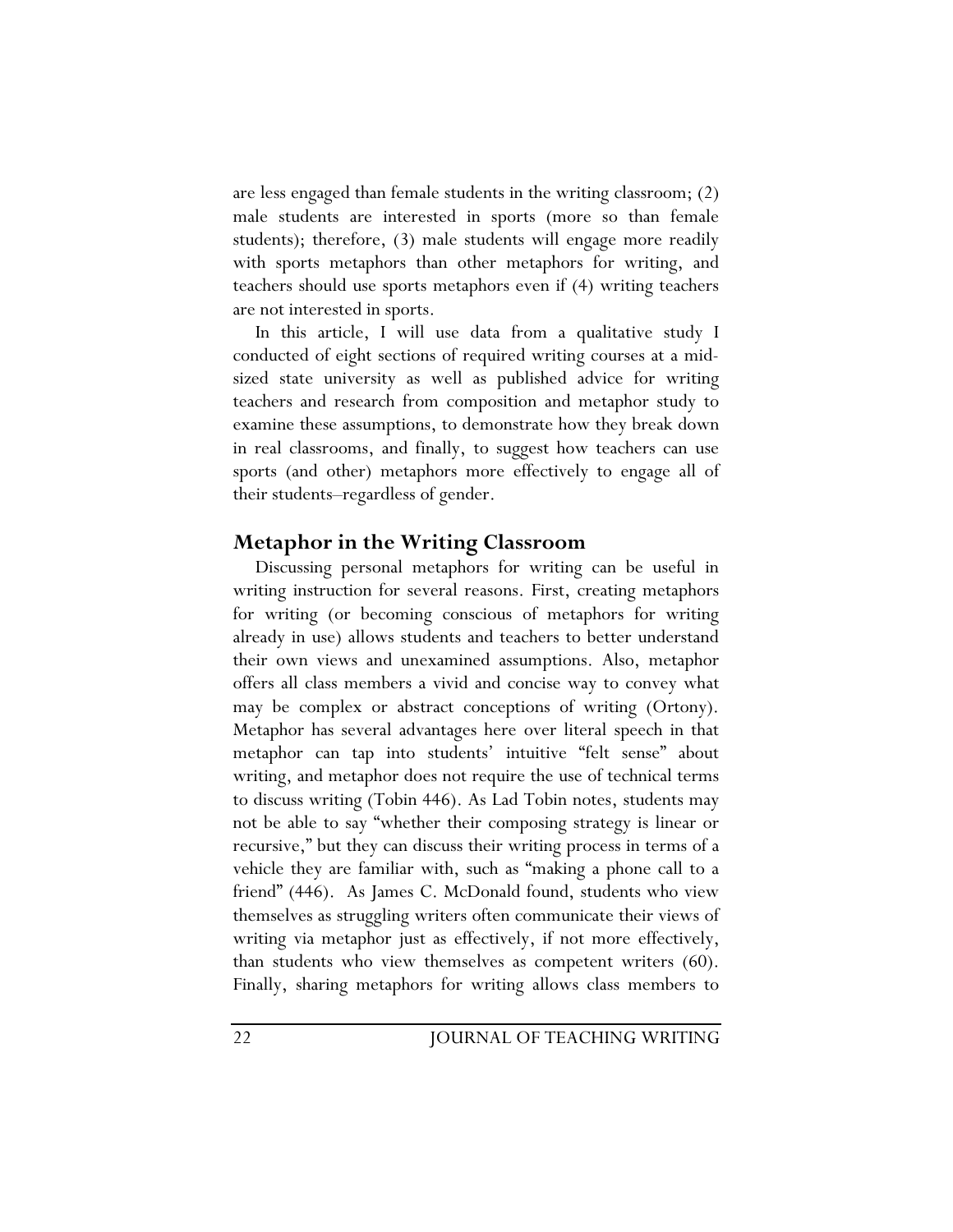are less engaged than female students in the writing classroom; (2) male students are interested in sports (more so than female students); therefore, (3) male students will engage more readily with sports metaphors than other metaphors for writing, and teachers should use sports metaphors even if (4) writing teachers are not interested in sports.

In this article, I will use data from a qualitative study I conducted of eight sections of required writing courses at a mid-sized state university as well as published advice for writing teachers and research from composition and metaphor study to examine these assumptions, to demonstrate how they break down in real classrooms, and finally, to suggest how teachers can use sports (and other) metaphors more effectively to engage all of their students–regardless of gender.

## Metaphor in the Writing Classroom

Discussing personal metaphors for writing can be useful in writing instruction for several reasons. First, creating metaphors for writing (or becoming conscious of metaphors for writing already in use) allows students and teachers to better understand their own views and unexamined assumptions. Also, metaphor offers all class members a vivid and concise way to convey what may be complex or abstract conceptions of writing (Ortony). Metaphor has several advantages here over literal speech in that metaphor can tap into students' intuitive "felt sense" about writing, and metaphor does not require the use of technical terms to discuss writing (Tobin 446). As Lad Tobin notes, students may not be able to say "whether their composing strategy is linear or recursive," but they can discuss their writing process in terms of a vehicle they are familiar with, such as "making a phone call to a friend" (446). As James C. McDonald found, students who view themselves as struggling writers often communicate their views of writing via metaphor just as effectively, if not more effectively, than students who view themselves as competent writers (60). Finally, sharing metaphors for writing allows class members to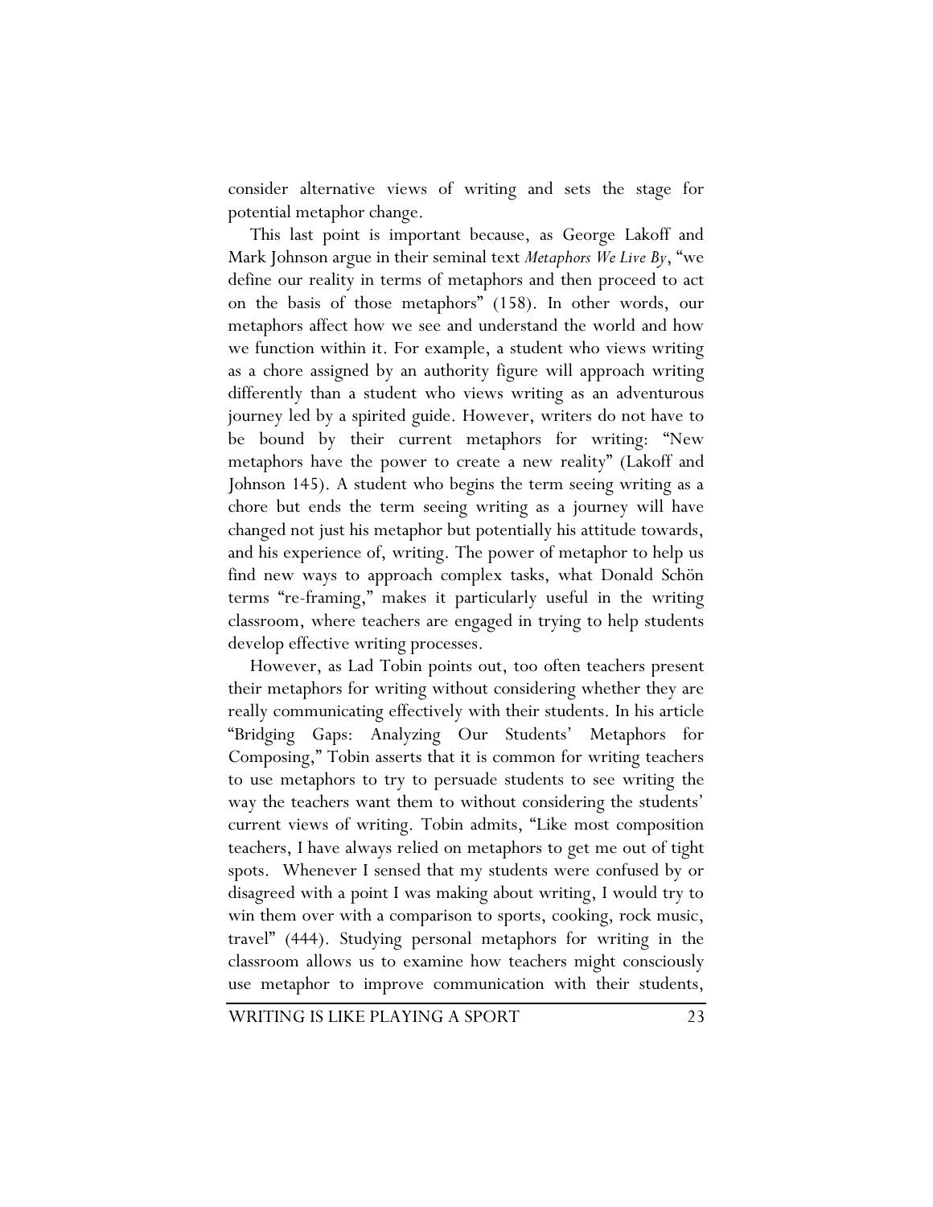consider alternative views of writing and sets the stage for potential metaphor change.

This last point is important because, as George Lakoff and Mark Johnson argue in their seminal text *Metaphors We Live By*, "we define our reality in terms of metaphors and then proceed to act on the basis of those metaphors" (158). In other words, our metaphors affect how we see and understand the world and how we function within it. For example, a student who views writing as a chore assigned by an authority figure will approach writing differently than a student who views writing as an adventurous journey led by a spirited guide. However, writers do not have to be bound by their current metaphors for writing: "New metaphors have the power to create a new reality" (Lakoff and Johnson 145). A student who begins the term seeing writing as a chore but ends the term seeing writing as a journey will have changed not just his metaphor but potentially his attitude towards, and his experience of, writing. The power of metaphor to help us find new ways to approach complex tasks, what Donald Schön terms "re-framing," makes it particularly useful in the writing classroom, where teachers are engaged in trying to help students develop effective writing processes.

However, as Lad Tobin points out, too often teachers present their metaphors for writing without considering whether they are really communicating effectively with their students. In his article "Bridging Gaps: Analyzing Our Students' Metaphors for Composing," Tobin asserts that it is common for writing teachers to use metaphors to try to persuade students to see writing the way the teachers want them to without considering the students' current views of writing. Tobin admits, "Like most composition teachers, I have always relied on metaphors to get me out of tight spots. Whenever I sensed that my students were confused by or disagreed with a point I was making about writing, I would try to win them over with a comparison to sports, cooking, rock music, travel" (444). Studying personal metaphors for writing in the classroom allows us to examine how teachers might consciously use metaphor to improve communication with their students,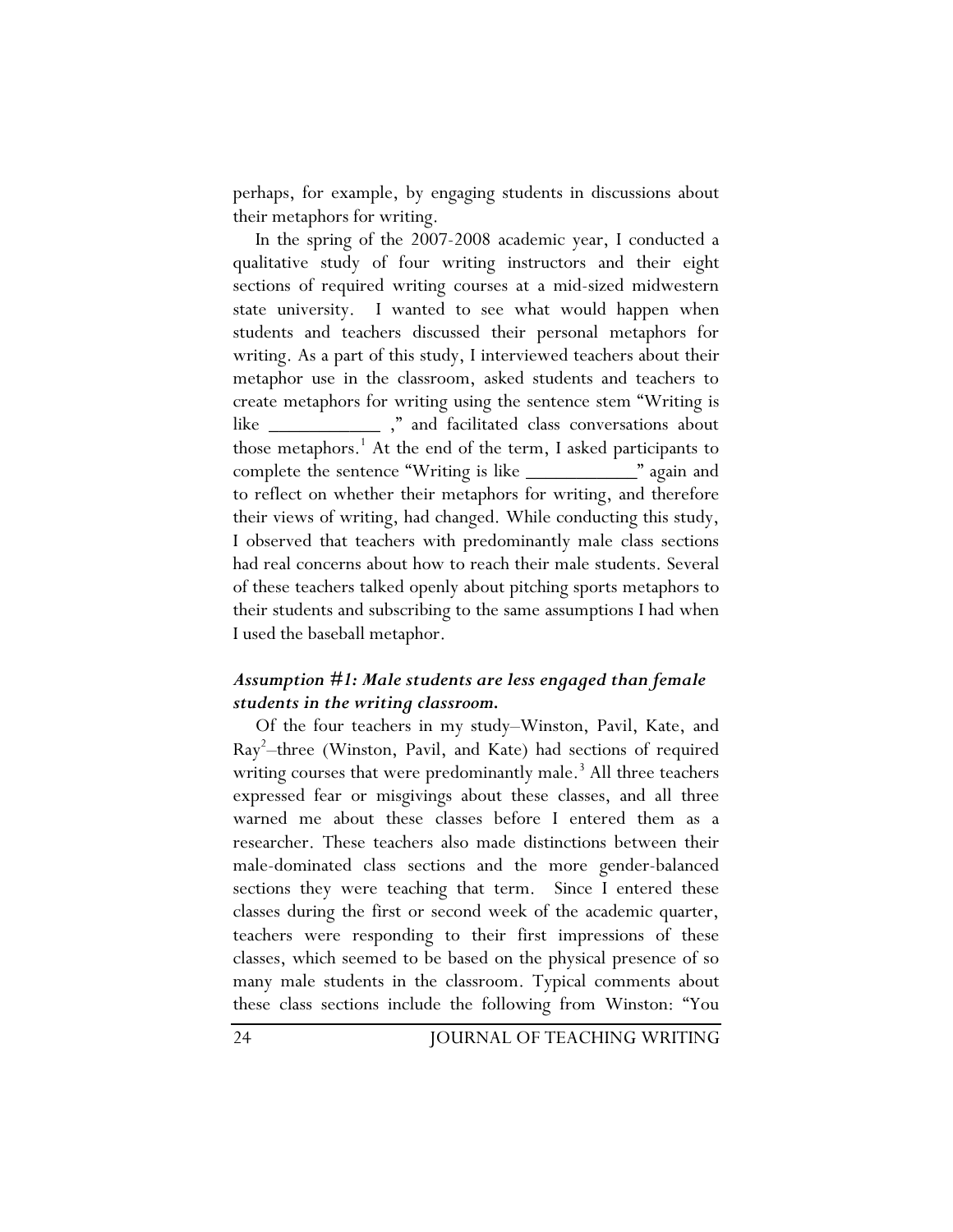perhaps, for example, by engaging students in discussions about their metaphors for writing.

In the spring of the 2007-2008 academic year, I conducted a qualitative study of four writing instructors and their eight sections of required writing courses at a mid-sized midwestern state university. I wanted to see what would happen when students and teachers discussed their personal metaphors for writing. As a part of this study, I interviewed teachers about their metaphor use in the classroom, asked students and teachers to create metaphors for writing using the sentence stem "Writing is like ___________ ," and facilitated class conversations about those metaphors.[1] At the end of the term, I asked participants to complete the sentence "Writing is like ___________" again and to reflect on whether their metaphors for writing, and therefore their views of writing, had changed. While conducting this study, I observed that teachers with predominantly male class sections had real concerns about how to reach their male students. Several of these teachers talked openly about pitching sports metaphors to their students and subscribing to the same assumptions I had when I used the baseball metaphor.

### *Assumption #1: Male students are less engaged than female students in the writing classroom.*

Of the four teachers in my study–Winston, Pavil, Kate, and Ray[2]–three (Winston, Pavil, and Kate) had sections of required writing courses that were predominantly male.[3] All three teachers expressed fear or misgivings about these classes, and all three warned me about these classes before I entered them as a researcher. These teachers also made distinctions between their male-dominated class sections and the more gender-balanced sections they were teaching that term. Since I entered these classes during the first or second week of the academic quarter, teachers were responding to their first impressions of these classes, which seemed to be based on the physical presence of so many male students in the classroom. Typical comments about these class sections include the following from Winston: "You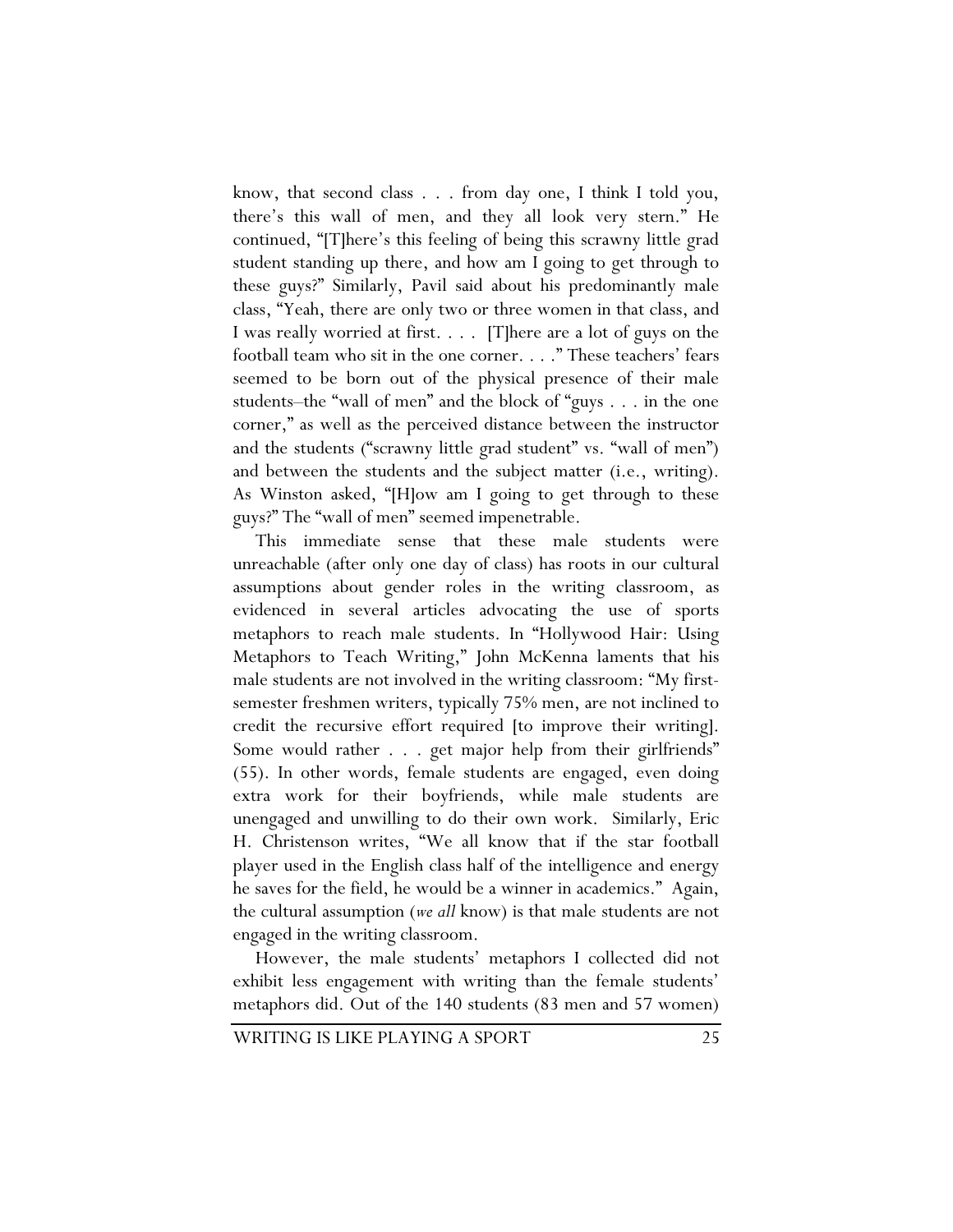know, that second class . . . from day one, I think I told you, there's this wall of men, and they all look very stern." He continued, "[T]here's this feeling of being this scrawny little grad student standing up there, and how am I going to get through to these guys?" Similarly, Pavil said about his predominantly male class, "Yeah, there are only two or three women in that class, and I was really worried at first. . . . [T]here are a lot of guys on the football team who sit in the one corner. . . ." These teachers' fears seemed to be born out of the physical presence of their male students–the "wall of men" and the block of "guys . . . in the one corner," as well as the perceived distance between the instructor and the students ("scrawny little grad student" vs. "wall of men") and between the students and the subject matter (i.e., writing). As Winston asked, "[H]ow am I going to get through to these guys?" The "wall of men" seemed impenetrable.

This immediate sense that these male students were unreachable (after only one day of class) has roots in our cultural assumptions about gender roles in the writing classroom, as evidenced in several articles advocating the use of sports metaphors to reach male students. In "Hollywood Hair: Using Metaphors to Teach Writing," John McKenna laments that his male students are not involved in the writing classroom: "My first-semester freshmen writers, typically 75% men, are not inclined to credit the recursive effort required [to improve their writing]. Some would rather . . . get major help from their girlfriends" (55). In other words, female students are engaged, even doing extra work for their boyfriends, while male students are unengaged and unwilling to do their own work. Similarly, Eric H. Christenson writes, "We all know that if the star football player used in the English class half of the intelligence and energy he saves for the field, he would be a winner in academics." Again, the cultural assumption (*we all* know) is that male students are not engaged in the writing classroom.

However, the male students' metaphors I collected did not exhibit less engagement with writing than the female students' metaphors did. Out of the 140 students (83 men and 57 women)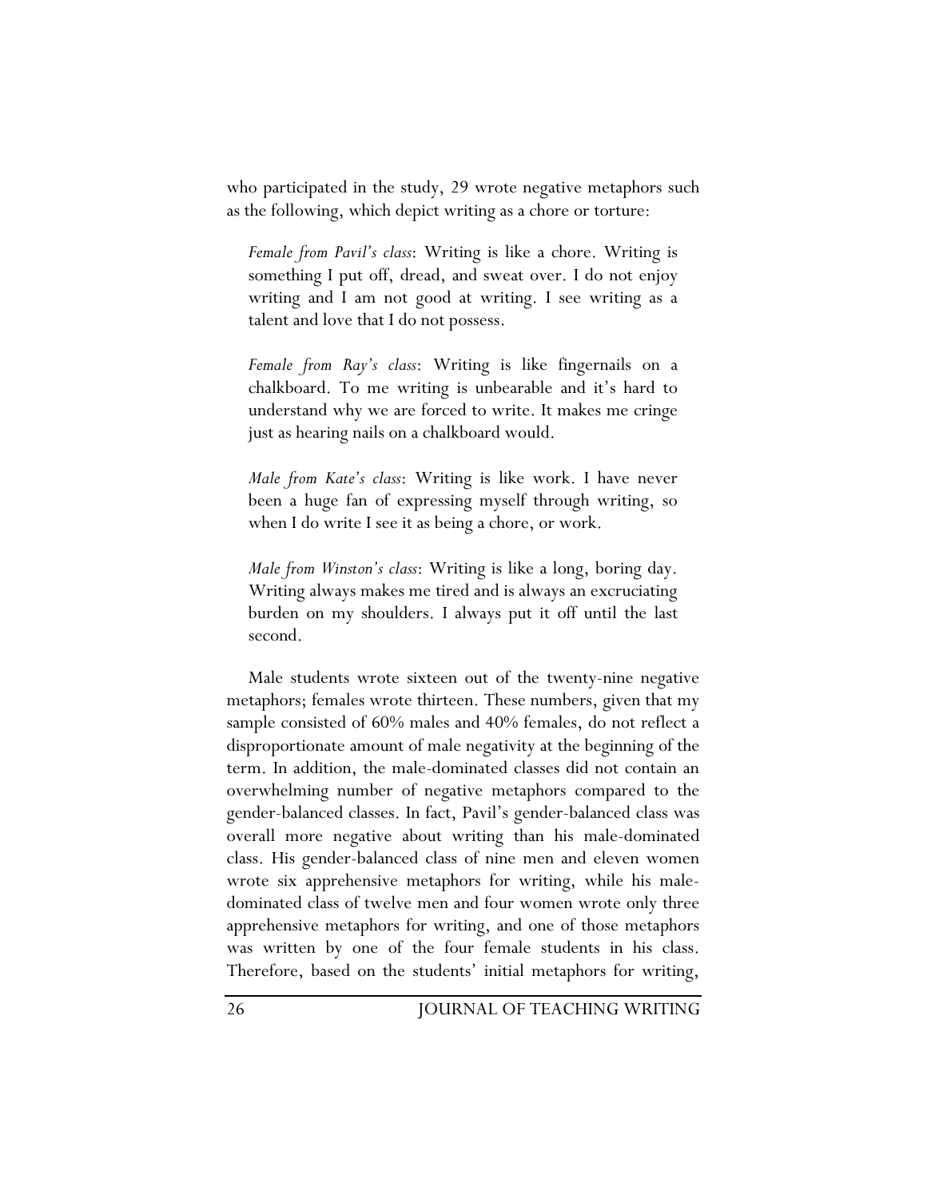who participated in the study, 29 wrote negative metaphors such as the following, which depict writing as a chore or torture:

> *Female from Pavil's class*: Writing is like a chore. Writing is something I put off, dread, and sweat over. I do not enjoy writing and I am not good at writing. I see writing as a talent and love that I do not possess.
>
> *Female from Ray's class*: Writing is like fingernails on a chalkboard. To me writing is unbearable and it's hard to understand why we are forced to write. It makes me cringe just as hearing nails on a chalkboard would.
>
> *Male from Kate's class*: Writing is like work. I have never been a huge fan of expressing myself through writing, so when I do write I see it as being a chore, or work.
>
> *Male from Winston's class*: Writing is like a long, boring day. Writing always makes me tired and is always an excruciating burden on my shoulders. I always put it off until the last second.

Male students wrote sixteen out of the twenty-nine negative metaphors; females wrote thirteen. These numbers, given that my sample consisted of 60% males and 40% females, do not reflect a disproportionate amount of male negativity at the beginning of the term. In addition, the male-dominated classes did not contain an overwhelming number of negative metaphors compared to the gender-balanced classes. In fact, Pavil's gender-balanced class was overall more negative about writing than his male-dominated class. His gender-balanced class of nine men and eleven women wrote six apprehensive metaphors for writing, while his male-dominated class of twelve men and four women wrote only three apprehensive metaphors for writing, and one of those metaphors was written by one of the four female students in his class. Therefore, based on the students' initial metaphors for writing,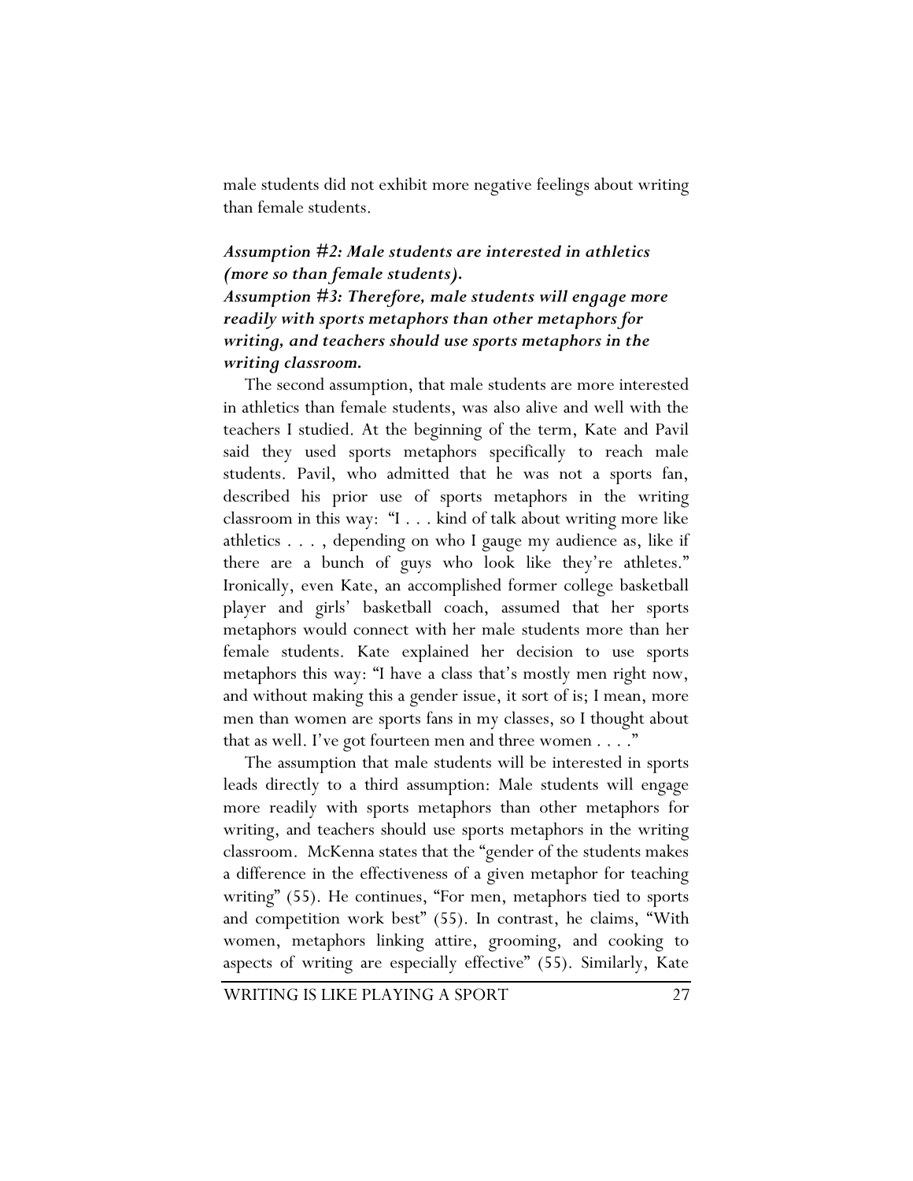male students did not exhibit more negative feelings about writing than female students.

***Assumption #2: Male students are interested in athletics (more so than female students).***
***Assumption #3: Therefore, male students will engage more readily with sports metaphors than other metaphors for writing, and teachers should use sports metaphors in the writing classroom.***

The second assumption, that male students are more interested in athletics than female students, was also alive and well with the teachers I studied. At the beginning of the term, Kate and Pavil said they used sports metaphors specifically to reach male students. Pavil, who admitted that he was not a sports fan, described his prior use of sports metaphors in the writing classroom in this way: "I . . . kind of talk about writing more like athletics . . . , depending on who I gauge my audience as, like if there are a bunch of guys who look like they're athletes." Ironically, even Kate, an accomplished former college basketball player and girls' basketball coach, assumed that her sports metaphors would connect with her male students more than her female students. Kate explained her decision to use sports metaphors this way: "I have a class that's mostly men right now, and without making this a gender issue, it sort of is; I mean, more men than women are sports fans in my classes, so I thought about that as well. I've got fourteen men and three women . . . ."

The assumption that male students will be interested in sports leads directly to a third assumption: Male students will engage more readily with sports metaphors than other metaphors for writing, and teachers should use sports metaphors in the writing classroom. McKenna states that the "gender of the students makes a difference in the effectiveness of a given metaphor for teaching writing" (55). He continues, "For men, metaphors tied to sports and competition work best" (55). In contrast, he claims, "With women, metaphors linking attire, grooming, and cooking to aspects of writing are especially effective" (55). Similarly, Kate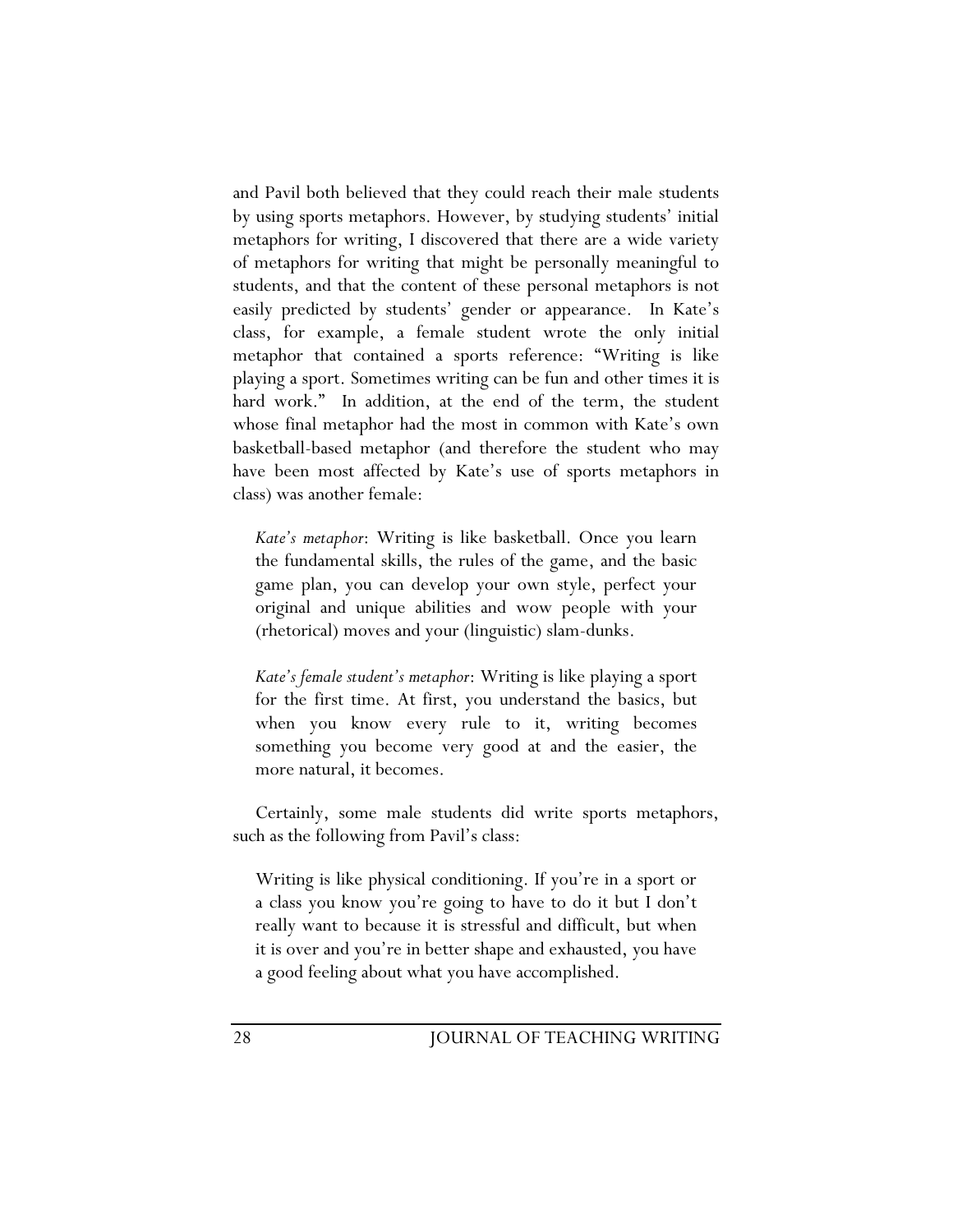and Pavil both believed that they could reach their male students by using sports metaphors. However, by studying students' initial metaphors for writing, I discovered that there are a wide variety of metaphors for writing that might be personally meaningful to students, and that the content of these personal metaphors is not easily predicted by students' gender or appearance. In Kate's class, for example, a female student wrote the only initial metaphor that contained a sports reference: "Writing is like playing a sport. Sometimes writing can be fun and other times it is hard work." In addition, at the end of the term, the student whose final metaphor had the most in common with Kate's own basketball-based metaphor (and therefore the student who may have been most affected by Kate's use of sports metaphors in class) was another female:

> *Kate's metaphor*: Writing is like basketball. Once you learn the fundamental skills, the rules of the game, and the basic game plan, you can develop your own style, perfect your original and unique abilities and wow people with your (rhetorical) moves and your (linguistic) slam-dunks.

> *Kate's female student's metaphor*: Writing is like playing a sport for the first time. At first, you understand the basics, but when you know every rule to it, writing becomes something you become very good at and the easier, the more natural, it becomes.

Certainly, some male students did write sports metaphors, such as the following from Pavil's class:

> Writing is like physical conditioning. If you're in a sport or a class you know you're going to have to do it but I don't really want to because it is stressful and difficult, but when it is over and you're in better shape and exhausted, you have a good feeling about what you have accomplished.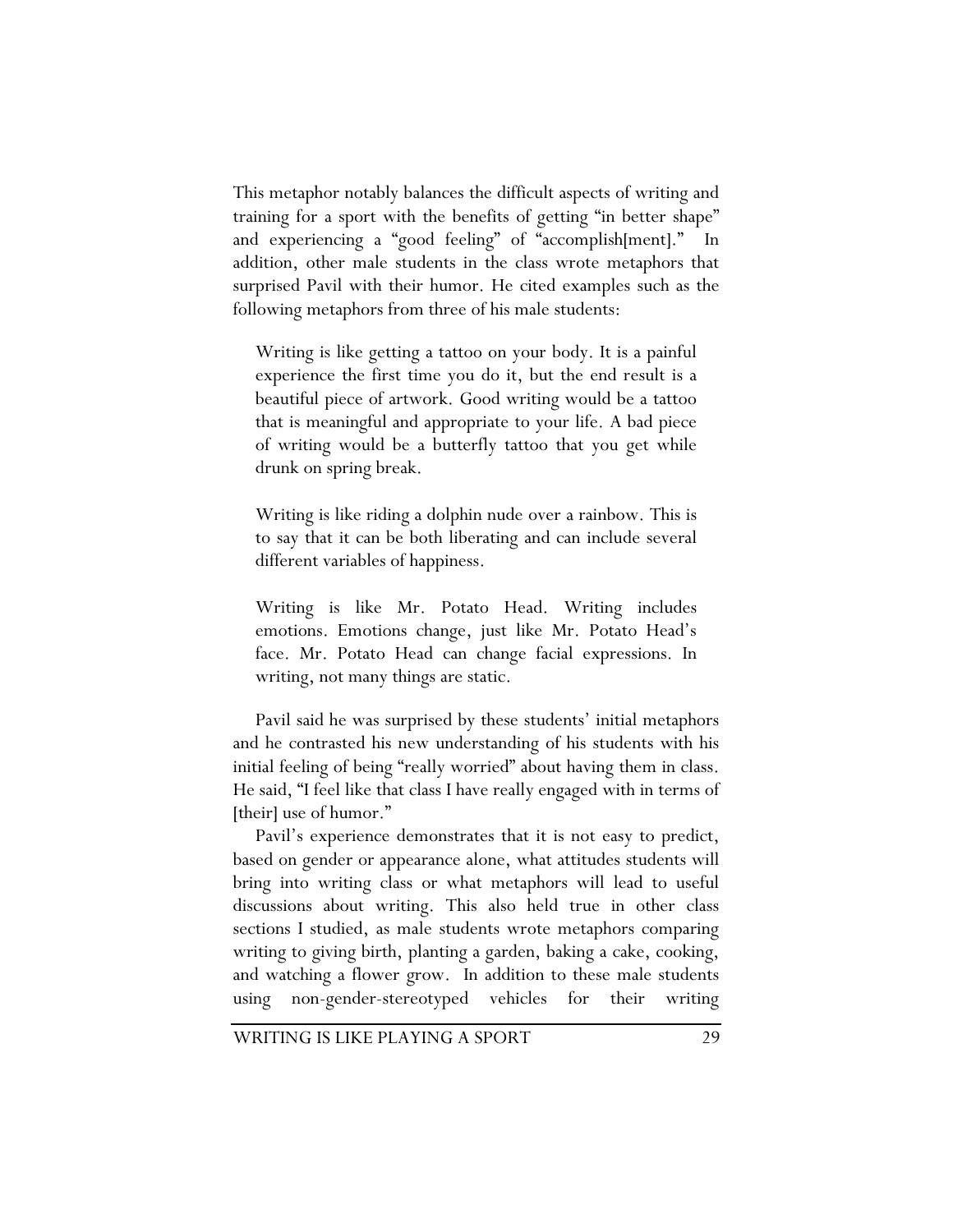This metaphor notably balances the difficult aspects of writing and training for a sport with the benefits of getting "in better shape" and experiencing a "good feeling" of "accomplish[ment]." In addition, other male students in the class wrote metaphors that surprised Pavil with their humor. He cited examples such as the following metaphors from three of his male students:

> Writing is like getting a tattoo on your body. It is a painful experience the first time you do it, but the end result is a beautiful piece of artwork. Good writing would be a tattoo that is meaningful and appropriate to your life. A bad piece of writing would be a butterfly tattoo that you get while drunk on spring break.

> Writing is like riding a dolphin nude over a rainbow. This is to say that it can be both liberating and can include several different variables of happiness.

> Writing is like Mr. Potato Head. Writing includes emotions. Emotions change, just like Mr. Potato Head's face. Mr. Potato Head can change facial expressions. In writing, not many things are static.

Pavil said he was surprised by these students' initial metaphors and he contrasted his new understanding of his students with his initial feeling of being "really worried" about having them in class. He said, "I feel like that class I have really engaged with in terms of [their] use of humor."

Pavil's experience demonstrates that it is not easy to predict, based on gender or appearance alone, what attitudes students will bring into writing class or what metaphors will lead to useful discussions about writing. This also held true in other class sections I studied, as male students wrote metaphors comparing writing to giving birth, planting a garden, baking a cake, cooking, and watching a flower grow. In addition to these male students using non-gender-stereotyped vehicles for their writing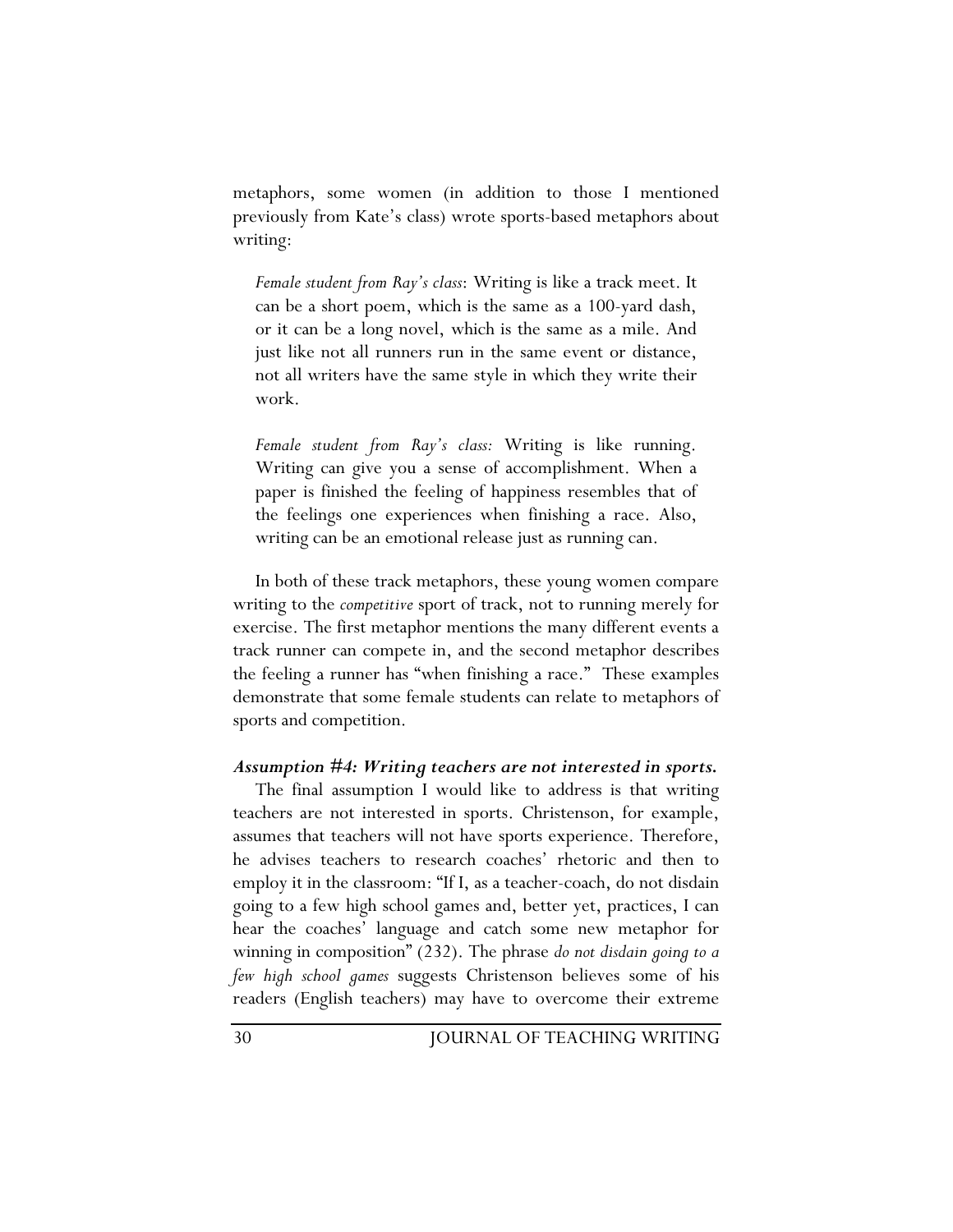metaphors, some women (in addition to those I mentioned previously from Kate's class) wrote sports-based metaphors about writing:

> *Female student from Ray's class*: Writing is like a track meet. It can be a short poem, which is the same as a 100-yard dash, or it can be a long novel, which is the same as a mile. And just like not all runners run in the same event or distance, not all writers have the same style in which they write their work.

> *Female student from Ray's class:* Writing is like running. Writing can give you a sense of accomplishment. When a paper is finished the feeling of happiness resembles that of the feelings one experiences when finishing a race. Also, writing can be an emotional release just as running can.

In both of these track metaphors, these young women compare writing to the *competitive* sport of track, not to running merely for exercise. The first metaphor mentions the many different events a track runner can compete in, and the second metaphor describes the feeling a runner has "when finishing a race." These examples demonstrate that some female students can relate to metaphors of sports and competition.

### *Assumption #4: Writing teachers are not interested in sports.*

The final assumption I would like to address is that writing teachers are not interested in sports. Christenson, for example, assumes that teachers will not have sports experience. Therefore, he advises teachers to research coaches' rhetoric and then to employ it in the classroom: "If I, as a teacher-coach, do not disdain going to a few high school games and, better yet, practices, I can hear the coaches' language and catch some new metaphor for winning in composition" (232). The phrase *do not disdain going to a few high school games* suggests Christenson believes some of his readers (English teachers) may have to overcome their extreme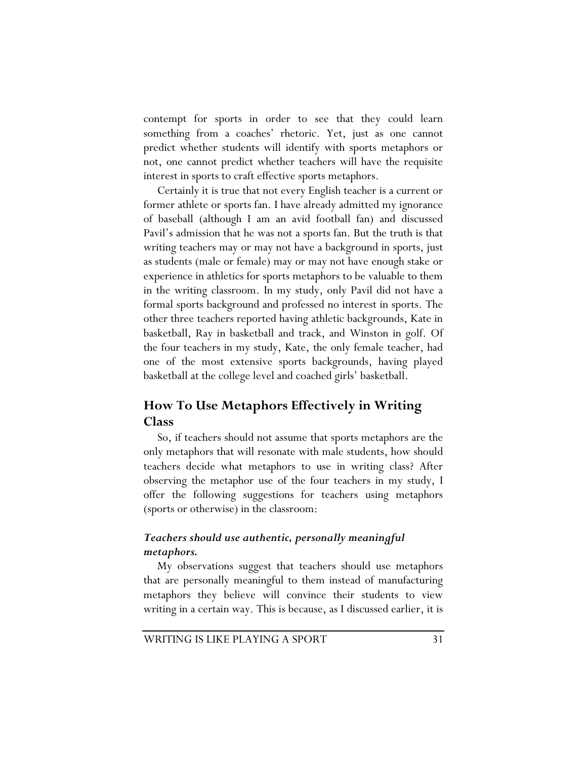contempt for sports in order to see that they could learn something from a coaches' rhetoric. Yet, just as one cannot predict whether students will identify with sports metaphors or not, one cannot predict whether teachers will have the requisite interest in sports to craft effective sports metaphors.

Certainly it is true that not every English teacher is a current or former athlete or sports fan. I have already admitted my ignorance of baseball (although I am an avid football fan) and discussed Pavil's admission that he was not a sports fan. But the truth is that writing teachers may or may not have a background in sports, just as students (male or female) may or may not have enough stake or experience in athletics for sports metaphors to be valuable to them in the writing classroom. In my study, only Pavil did not have a formal sports background and professed no interest in sports. The other three teachers reported having athletic backgrounds, Kate in basketball, Ray in basketball and track, and Winston in golf. Of the four teachers in my study, Kate, the only female teacher, had one of the most extensive sports backgrounds, having played basketball at the college level and coached girls' basketball.

## How To Use Metaphors Effectively in Writing Class

So, if teachers should not assume that sports metaphors are the only metaphors that will resonate with male students, how should teachers decide what metaphors to use in writing class? After observing the metaphor use of the four teachers in my study, I offer the following suggestions for teachers using metaphors (sports or otherwise) in the classroom:

### *Teachers should use authentic, personally meaningful metaphors.*

My observations suggest that teachers should use metaphors that are personally meaningful to them instead of manufacturing metaphors they believe will convince their students to view writing in a certain way. This is because, as I discussed earlier, it is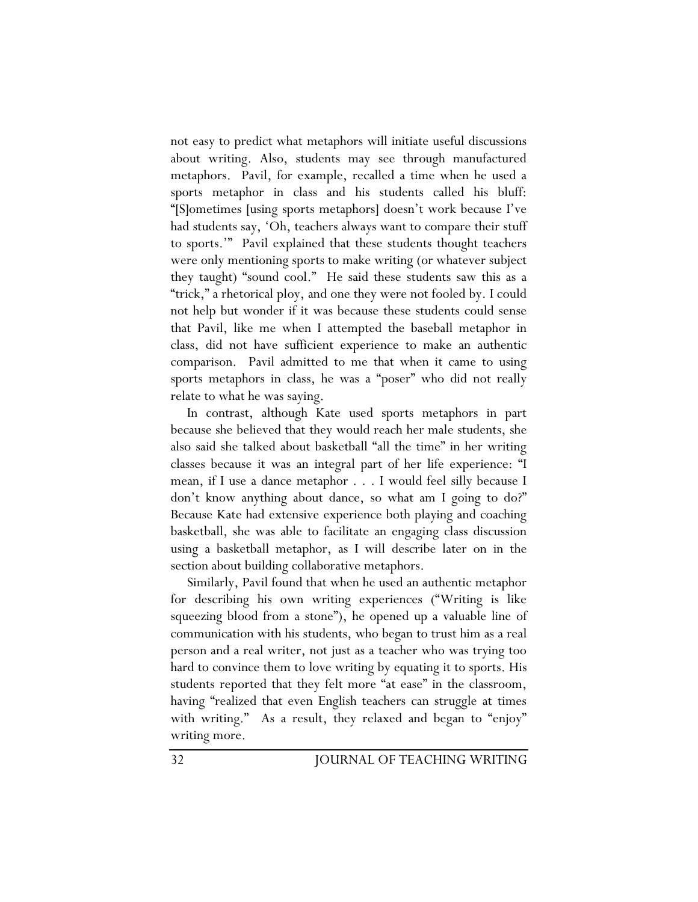not easy to predict what metaphors will initiate useful discussions about writing. Also, students may see through manufactured metaphors. Pavil, for example, recalled a time when he used a sports metaphor in class and his students called his bluff: "[S]ometimes [using sports metaphors] doesn't work because I've had students say, 'Oh, teachers always want to compare their stuff to sports.'" Pavil explained that these students thought teachers were only mentioning sports to make writing (or whatever subject they taught) "sound cool." He said these students saw this as a "trick," a rhetorical ploy, and one they were not fooled by. I could not help but wonder if it was because these students could sense that Pavil, like me when I attempted the baseball metaphor in class, did not have sufficient experience to make an authentic comparison. Pavil admitted to me that when it came to using sports metaphors in class, he was a "poser" who did not really relate to what he was saying.

In contrast, although Kate used sports metaphors in part because she believed that they would reach her male students, she also said she talked about basketball "all the time" in her writing classes because it was an integral part of her life experience: "I mean, if I use a dance metaphor . . . I would feel silly because I don't know anything about dance, so what am I going to do?" Because Kate had extensive experience both playing and coaching basketball, she was able to facilitate an engaging class discussion using a basketball metaphor, as I will describe later on in the section about building collaborative metaphors.

Similarly, Pavil found that when he used an authentic metaphor for describing his own writing experiences ("Writing is like squeezing blood from a stone"), he opened up a valuable line of communication with his students, who began to trust him as a real person and a real writer, not just as a teacher who was trying too hard to convince them to love writing by equating it to sports. His students reported that they felt more "at ease" in the classroom, having "realized that even English teachers can struggle at times with writing." As a result, they relaxed and began to "enjoy" writing more.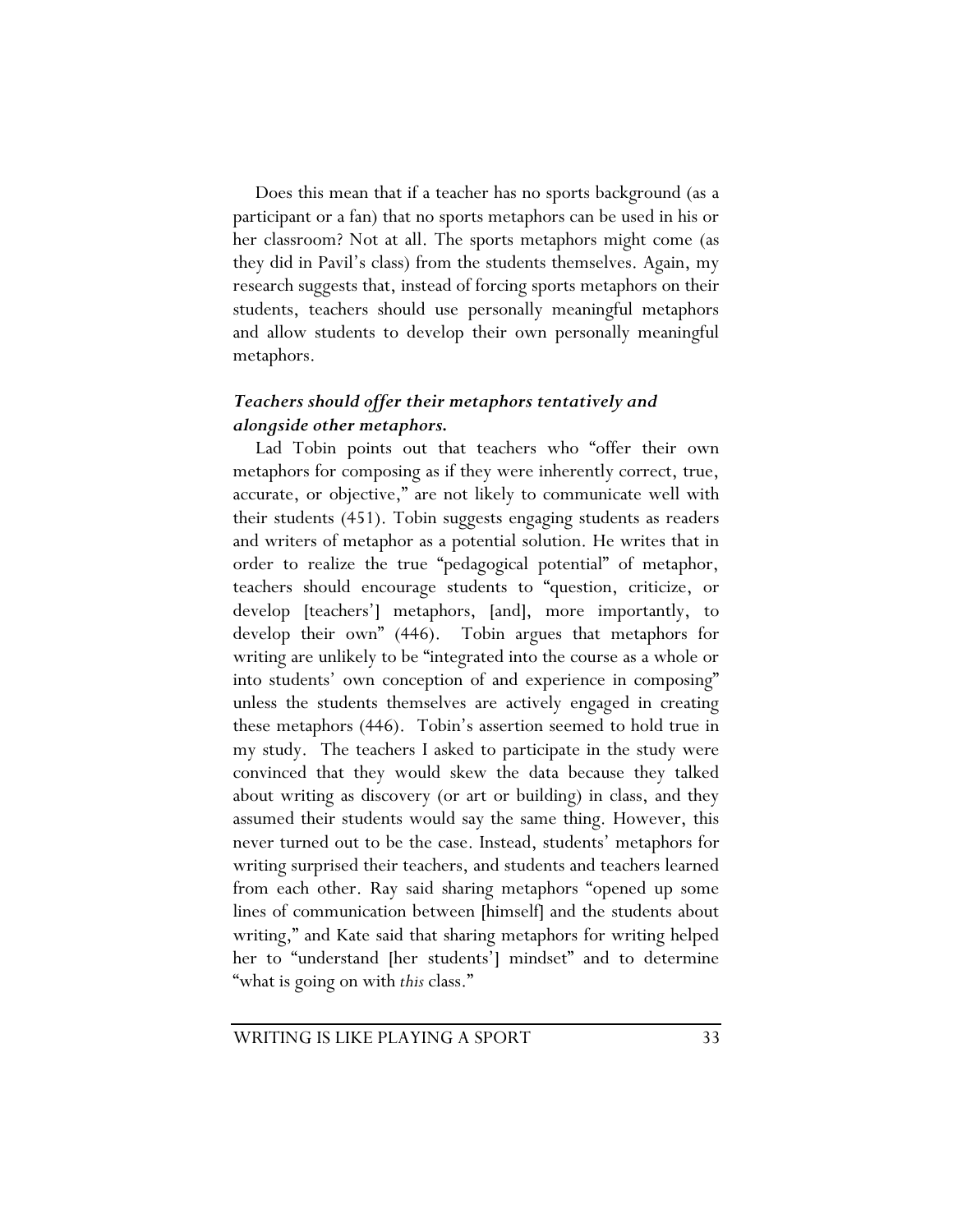Does this mean that if a teacher has no sports background (as a participant or a fan) that no sports metaphors can be used in his or her classroom? Not at all. The sports metaphors might come (as they did in Pavil's class) from the students themselves. Again, my research suggests that, instead of forcing sports metaphors on their students, teachers should use personally meaningful metaphors and allow students to develop their own personally meaningful metaphors.

### *Teachers should offer their metaphors tentatively and alongside other metaphors.*

Lad Tobin points out that teachers who "offer their own metaphors for composing as if they were inherently correct, true, accurate, or objective," are not likely to communicate well with their students (451). Tobin suggests engaging students as readers and writers of metaphor as a potential solution. He writes that in order to realize the true "pedagogical potential" of metaphor, teachers should encourage students to "question, criticize, or develop [teachers'] metaphors, [and], more importantly, to develop their own" (446). Tobin argues that metaphors for writing are unlikely to be "integrated into the course as a whole or into students' own conception of and experience in composing" unless the students themselves are actively engaged in creating these metaphors (446). Tobin's assertion seemed to hold true in my study. The teachers I asked to participate in the study were convinced that they would skew the data because they talked about writing as discovery (or art or building) in class, and they assumed their students would say the same thing. However, this never turned out to be the case. Instead, students' metaphors for writing surprised their teachers, and students and teachers learned from each other. Ray said sharing metaphors "opened up some lines of communication between [himself] and the students about writing," and Kate said that sharing metaphors for writing helped her to "understand [her students'] mindset" and to determine "what is going on with *this* class."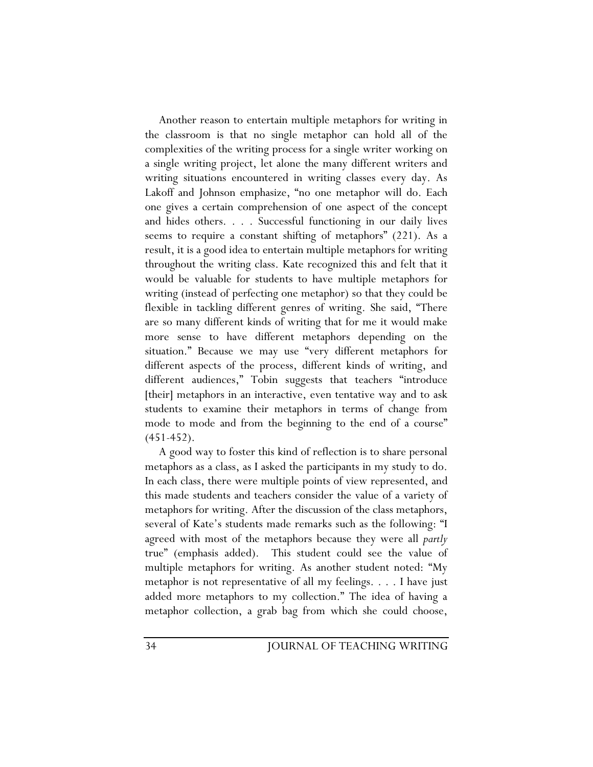Another reason to entertain multiple metaphors for writing in the classroom is that no single metaphor can hold all of the complexities of the writing process for a single writer working on a single writing project, let alone the many different writers and writing situations encountered in writing classes every day. As Lakoff and Johnson emphasize, "no one metaphor will do. Each one gives a certain comprehension of one aspect of the concept and hides others. . . . Successful functioning in our daily lives seems to require a constant shifting of metaphors" (221). As a result, it is a good idea to entertain multiple metaphors for writing throughout the writing class. Kate recognized this and felt that it would be valuable for students to have multiple metaphors for writing (instead of perfecting one metaphor) so that they could be flexible in tackling different genres of writing. She said, "There are so many different kinds of writing that for me it would make more sense to have different metaphors depending on the situation." Because we may use "very different metaphors for different aspects of the process, different kinds of writing, and different audiences," Tobin suggests that teachers "introduce [their] metaphors in an interactive, even tentative way and to ask students to examine their metaphors in terms of change from mode to mode and from the beginning to the end of a course" (451-452).

A good way to foster this kind of reflection is to share personal metaphors as a class, as I asked the participants in my study to do. In each class, there were multiple points of view represented, and this made students and teachers consider the value of a variety of metaphors for writing. After the discussion of the class metaphors, several of Kate's students made remarks such as the following: "I agreed with most of the metaphors because they were all *partly* true" (emphasis added). This student could see the value of multiple metaphors for writing. As another student noted: "My metaphor is not representative of all my feelings. . . . I have just added more metaphors to my collection." The idea of having a metaphor collection, a grab bag from which she could choose,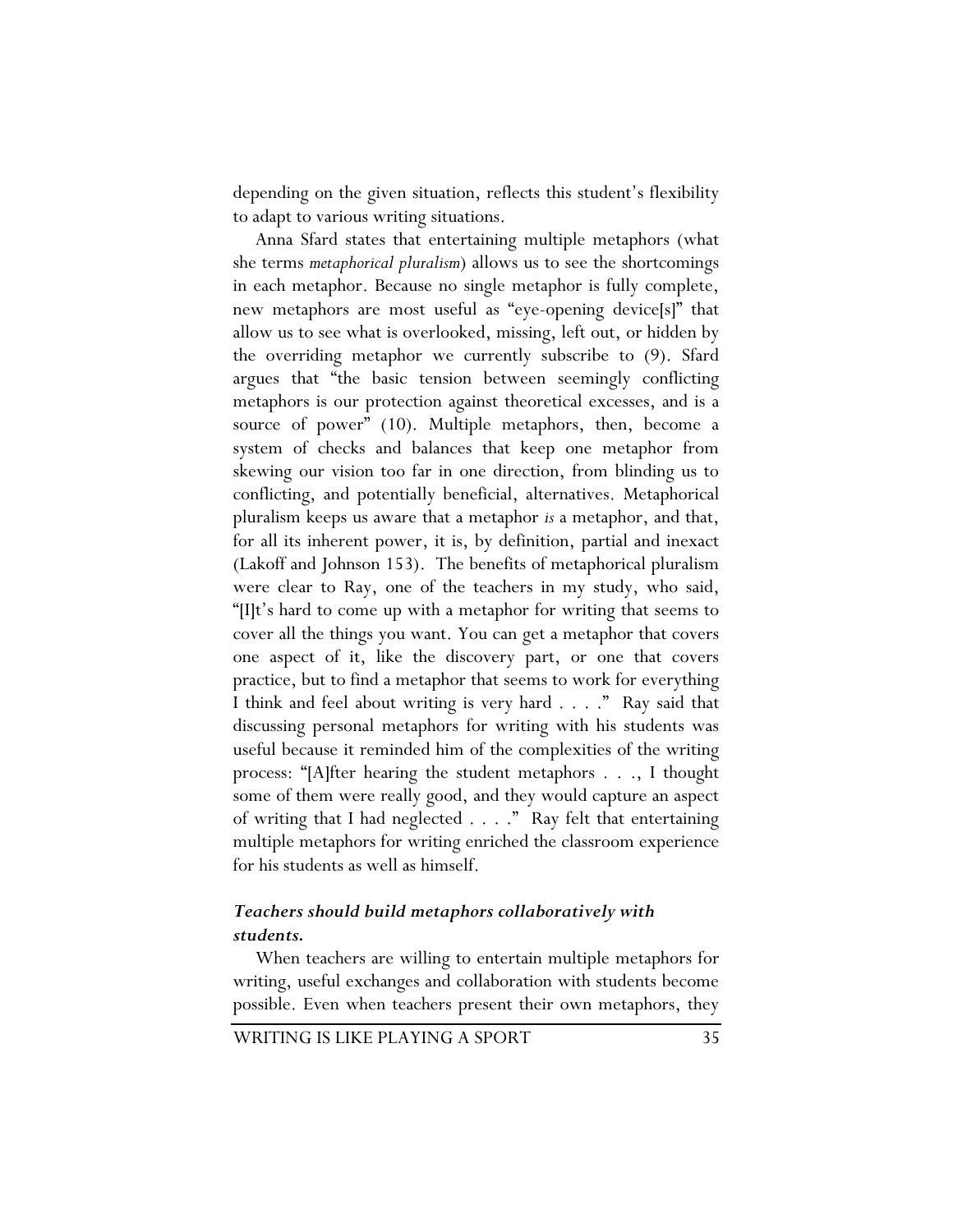depending on the given situation, reflects this student's flexibility to adapt to various writing situations.

Anna Sfard states that entertaining multiple metaphors (what she terms *metaphorical pluralism*) allows us to see the shortcomings in each metaphor. Because no single metaphor is fully complete, new metaphors are most useful as "eye-opening device[s]" that allow us to see what is overlooked, missing, left out, or hidden by the overriding metaphor we currently subscribe to (9). Sfard argues that "the basic tension between seemingly conflicting metaphors is our protection against theoretical excesses, and is a source of power" (10). Multiple metaphors, then, become a system of checks and balances that keep one metaphor from skewing our vision too far in one direction, from blinding us to conflicting, and potentially beneficial, alternatives. Metaphorical pluralism keeps us aware that a metaphor *is* a metaphor, and that, for all its inherent power, it is, by definition, partial and inexact (Lakoff and Johnson 153). The benefits of metaphorical pluralism were clear to Ray, one of the teachers in my study, who said, "[I]t's hard to come up with a metaphor for writing that seems to cover all the things you want. You can get a metaphor that covers one aspect of it, like the discovery part, or one that covers practice, but to find a metaphor that seems to work for everything I think and feel about writing is very hard . . . ." Ray said that discussing personal metaphors for writing with his students was useful because it reminded him of the complexities of the writing process: "[A]fter hearing the student metaphors . . ., I thought some of them were really good, and they would capture an aspect of writing that I had neglected . . . ." Ray felt that entertaining multiple metaphors for writing enriched the classroom experience for his students as well as himself.

### *Teachers should build metaphors collaboratively with students.*

When teachers are willing to entertain multiple metaphors for writing, useful exchanges and collaboration with students become possible. Even when teachers present their own metaphors, they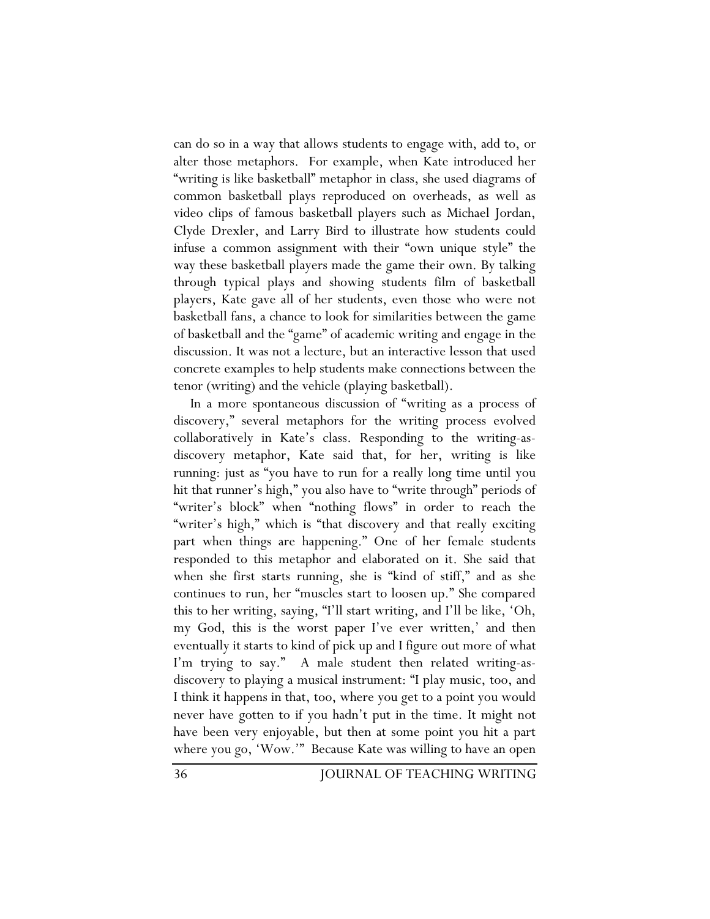can do so in a way that allows students to engage with, add to, or alter those metaphors. For example, when Kate introduced her "writing is like basketball" metaphor in class, she used diagrams of common basketball plays reproduced on overheads, as well as video clips of famous basketball players such as Michael Jordan, Clyde Drexler, and Larry Bird to illustrate how students could infuse a common assignment with their "own unique style" the way these basketball players made the game their own. By talking through typical plays and showing students film of basketball players, Kate gave all of her students, even those who were not basketball fans, a chance to look for similarities between the game of basketball and the "game" of academic writing and engage in the discussion. It was not a lecture, but an interactive lesson that used concrete examples to help students make connections between the tenor (writing) and the vehicle (playing basketball).

In a more spontaneous discussion of "writing as a process of discovery," several metaphors for the writing process evolved collaboratively in Kate's class. Responding to the writing-as-discovery metaphor, Kate said that, for her, writing is like running: just as "you have to run for a really long time until you hit that runner's high," you also have to "write through" periods of "writer's block" when "nothing flows" in order to reach the "writer's high," which is "that discovery and that really exciting part when things are happening." One of her female students responded to this metaphor and elaborated on it. She said that when she first starts running, she is "kind of stiff," and as she continues to run, her "muscles start to loosen up." She compared this to her writing, saying, "I'll start writing, and I'll be like, 'Oh, my God, this is the worst paper I've ever written,' and then eventually it starts to kind of pick up and I figure out more of what I'm trying to say." A male student then related writing-as-discovery to playing a musical instrument: "I play music, too, and I think it happens in that, too, where you get to a point you would never have gotten to if you hadn't put in the time. It might not have been very enjoyable, but then at some point you hit a part where you go, 'Wow.'" Because Kate was willing to have an open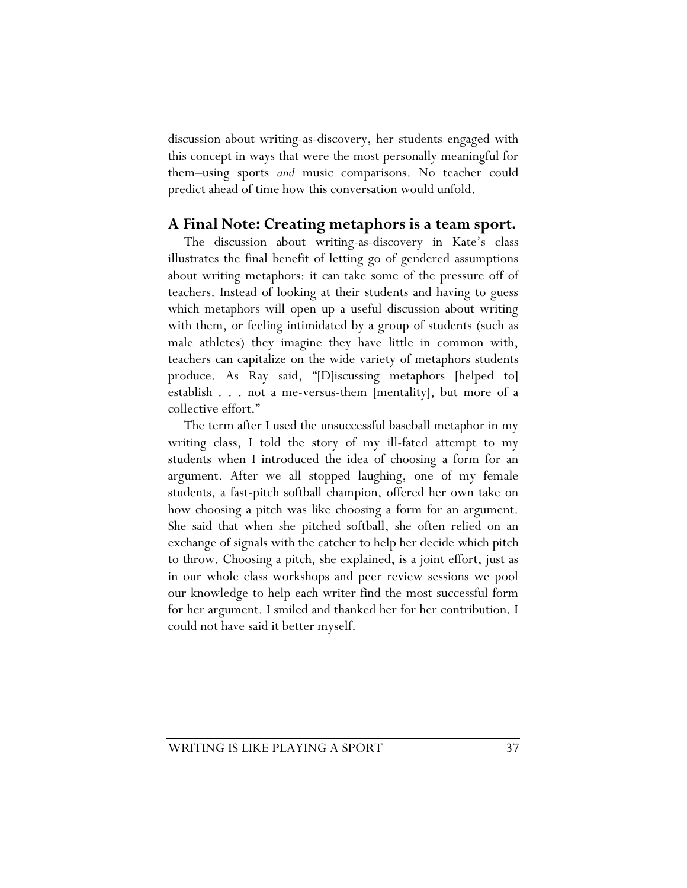discussion about writing-as-discovery, her students engaged with this concept in ways that were the most personally meaningful for them–using sports *and* music comparisons. No teacher could predict ahead of time how this conversation would unfold.

## A Final Note: Creating metaphors is a team sport.

The discussion about writing-as-discovery in Kate's class illustrates the final benefit of letting go of gendered assumptions about writing metaphors: it can take some of the pressure off of teachers. Instead of looking at their students and having to guess which metaphors will open up a useful discussion about writing with them, or feeling intimidated by a group of students (such as male athletes) they imagine they have little in common with, teachers can capitalize on the wide variety of metaphors students produce. As Ray said, "[D]iscussing metaphors [helped to] establish . . . not a me-versus-them [mentality], but more of a collective effort."

The term after I used the unsuccessful baseball metaphor in my writing class, I told the story of my ill-fated attempt to my students when I introduced the idea of choosing a form for an argument. After we all stopped laughing, one of my female students, a fast-pitch softball champion, offered her own take on how choosing a pitch was like choosing a form for an argument. She said that when she pitched softball, she often relied on an exchange of signals with the catcher to help her decide which pitch to throw. Choosing a pitch, she explained, is a joint effort, just as in our whole class workshops and peer review sessions we pool our knowledge to help each writer find the most successful form for her argument. I smiled and thanked her for her contribution. I could not have said it better myself.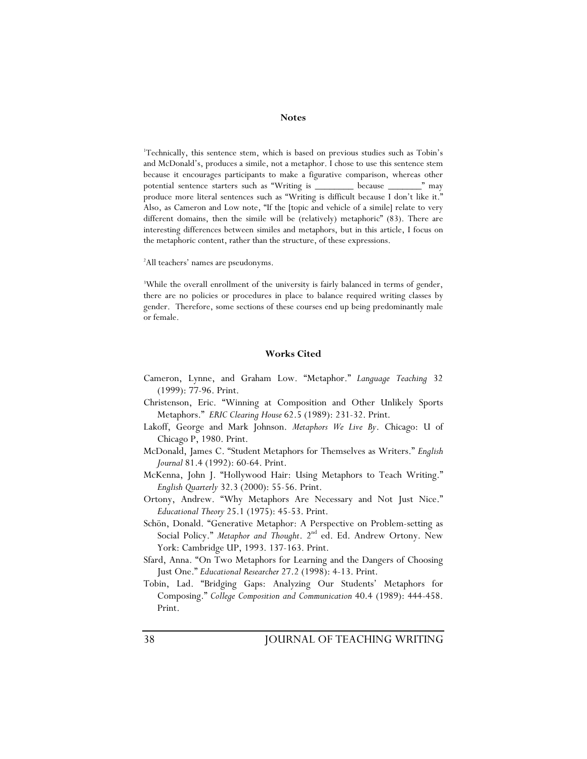## Notes

[1]Technically, this sentence stem, which is based on previous studies such as Tobin's and McDonald's, produces a simile, not a metaphor. I chose to use this sentence stem because it encourages participants to make a figurative comparison, whereas other potential sentence starters such as "Writing is ________ because _______" may produce more literal sentences such as "Writing is difficult because I don't like it." Also, as Cameron and Low note, "If the [topic and vehicle of a simile] relate to very different domains, then the simile will be (relatively) metaphoric" (83). There are interesting differences between similes and metaphors, but in this article, I focus on the metaphoric content, rather than the structure, of these expressions.

[2]All teachers' names are pseudonyms.

[3]While the overall enrollment of the university is fairly balanced in terms of gender, there are no policies or procedures in place to balance required writing classes by gender. Therefore, some sections of these courses end up being predominantly male or female.

## Works Cited

Cameron, Lynne, and Graham Low. "Metaphor." *Language Teaching* 32 (1999): 77-96. Print.

Christenson, Eric. "Winning at Composition and Other Unlikely Sports Metaphors." *ERIC Clearing House* 62.5 (1989): 231-32. Print.

Lakoff, George and Mark Johnson. *Metaphors We Live By*. Chicago: U of Chicago P, 1980. Print.

McDonald, James C. "Student Metaphors for Themselves as Writers." *English Journal* 81.4 (1992): 60-64. Print.

McKenna, John J. "Hollywood Hair: Using Metaphors to Teach Writing." *English Quarterly* 32.3 (2000): 55-56. Print.

Ortony, Andrew. "Why Metaphors Are Necessary and Not Just Nice." *Educational Theory* 25.1 (1975): 45-53. Print.

Schön, Donald. "Generative Metaphor: A Perspective on Problem-setting as Social Policy." *Metaphor and Thought*. 2nd ed. Ed. Andrew Ortony. New York: Cambridge UP, 1993. 137-163. Print.

Sfard, Anna. "On Two Metaphors for Learning and the Dangers of Choosing Just One." *Educational Researcher* 27.2 (1998): 4-13. Print.

Tobin, Lad. "Bridging Gaps: Analyzing Our Students' Metaphors for Composing." *College Composition and Communication* 40.4 (1989): 444-458. Print.